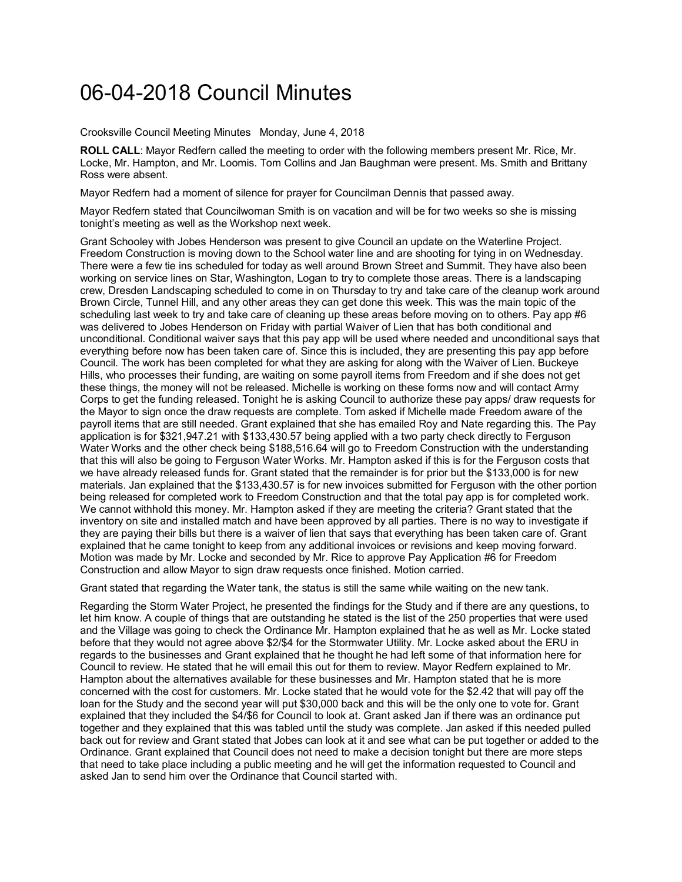# 06-04-2018 Council Minutes

Crooksville Council Meeting Minutes   Monday, June 4, 2018

**ROLL CALL**: Mayor Redfern called the meeting to order with the following members present Mr. Rice, Mr. Locke, Mr. Hampton, and Mr. Loomis. Tom Collins and Jan Baughman were present. Ms. Smith and Brittany Ross were absent.

Mayor Redfern had a moment of silence for prayer for Councilman Dennis that passed away.

Mayor Redfern stated that Councilwoman Smith is on vacation and will be for two weeks so she is missing tonight's meeting as well as the Workshop next week.

Grant Schooley with Jobes Henderson was present to give Council an update on the Waterline Project. Freedom Construction is moving down to the School water line and are shooting for tying in on Wednesday. There were a few tie ins scheduled for today as well around Brown Street and Summit. They have also been working on service lines on Star, Washington, Logan to try to complete those areas. There is a landscaping crew, Dresden Landscaping scheduled to come in on Thursday to try and take care of the cleanup work around Brown Circle, Tunnel Hill, and any other areas they can get done this week. This was the main topic of the scheduling last week to try and take care of cleaning up these areas before moving on to others. Pay app #6 was delivered to Jobes Henderson on Friday with partial Waiver of Lien that has both conditional and unconditional. Conditional waiver says that this pay app will be used where needed and unconditional says that everything before now has been taken care of. Since this is included, they are presenting this pay app before Council. The work has been completed for what they are asking for along with the Waiver of Lien. Buckeye Hills, who processes their funding, are waiting on some payroll items from Freedom and if she does not get these things, the money will not be released. Michelle is working on these forms now and will contact Army Corps to get the funding released. Tonight he is asking Council to authorize these pay apps/ draw requests for the Mayor to sign once the draw requests are complete. Tom asked if Michelle made Freedom aware of the payroll items that are still needed. Grant explained that she has emailed Roy and Nate regarding this. The Pay application is for $321,947.21 with $133,430.57 being applied with a two party check directly to Ferguson Water Works and the other check being $188,516.64 will go to Freedom Construction with the understanding that this will also be going to Ferguson Water Works. Mr. Hampton asked if this is for the Ferguson costs that we have already released funds for. Grant stated that the remainder is for prior but the $133,000 is for new materials. Jan explained that the $133,430.57 is for new invoices submitted for Ferguson with the other portion being released for completed work to Freedom Construction and that the total pay app is for completed work. We cannot withhold this money. Mr. Hampton asked if they are meeting the criteria? Grant stated that the inventory on site and installed match and have been approved by all parties. There is no way to investigate if they are paying their bills but there is a waiver of lien that says that everything has been taken care of. Grant explained that he came tonight to keep from any additional invoices or revisions and keep moving forward. Motion was made by Mr. Locke and seconded by Mr. Rice to approve Pay Application #6 for Freedom Construction and allow Mayor to sign draw requests once finished. Motion carried.

Grant stated that regarding the Water tank, the status is still the same while waiting on the new tank.

Regarding the Storm Water Project, he presented the findings for the Study and if there are any questions, to let him know. A couple of things that are outstanding he stated is the list of the 250 properties that were used and the Village was going to check the Ordinance Mr. Hampton explained that he as well as Mr. Locke stated before that they would not agree above $2/$4 for the Stormwater Utility. Mr. Locke asked about the ERU in regards to the businesses and Grant explained that he thought he had left some of that information here for Council to review. He stated that he will email this out for them to review. Mayor Redfern explained to Mr. Hampton about the alternatives available for these businesses and Mr. Hampton stated that he is more concerned with the cost for customers. Mr. Locke stated that he would vote for the $2.42 that will pay off the loan for the Study and the second year will put $30,000 back and this will be the only one to vote for. Grant explained that they included the $4/$6 for Council to look at. Grant asked Jan if there was an ordinance put together and they explained that this was tabled until the study was complete. Jan asked if this needed pulled back out for review and Grant stated that Jobes can look at it and see what can be put together or added to the Ordinance. Grant explained that Council does not need to make a decision tonight but there are more steps that need to take place including a public meeting and he will get the information requested to Council and asked Jan to send him over the Ordinance that Council started with.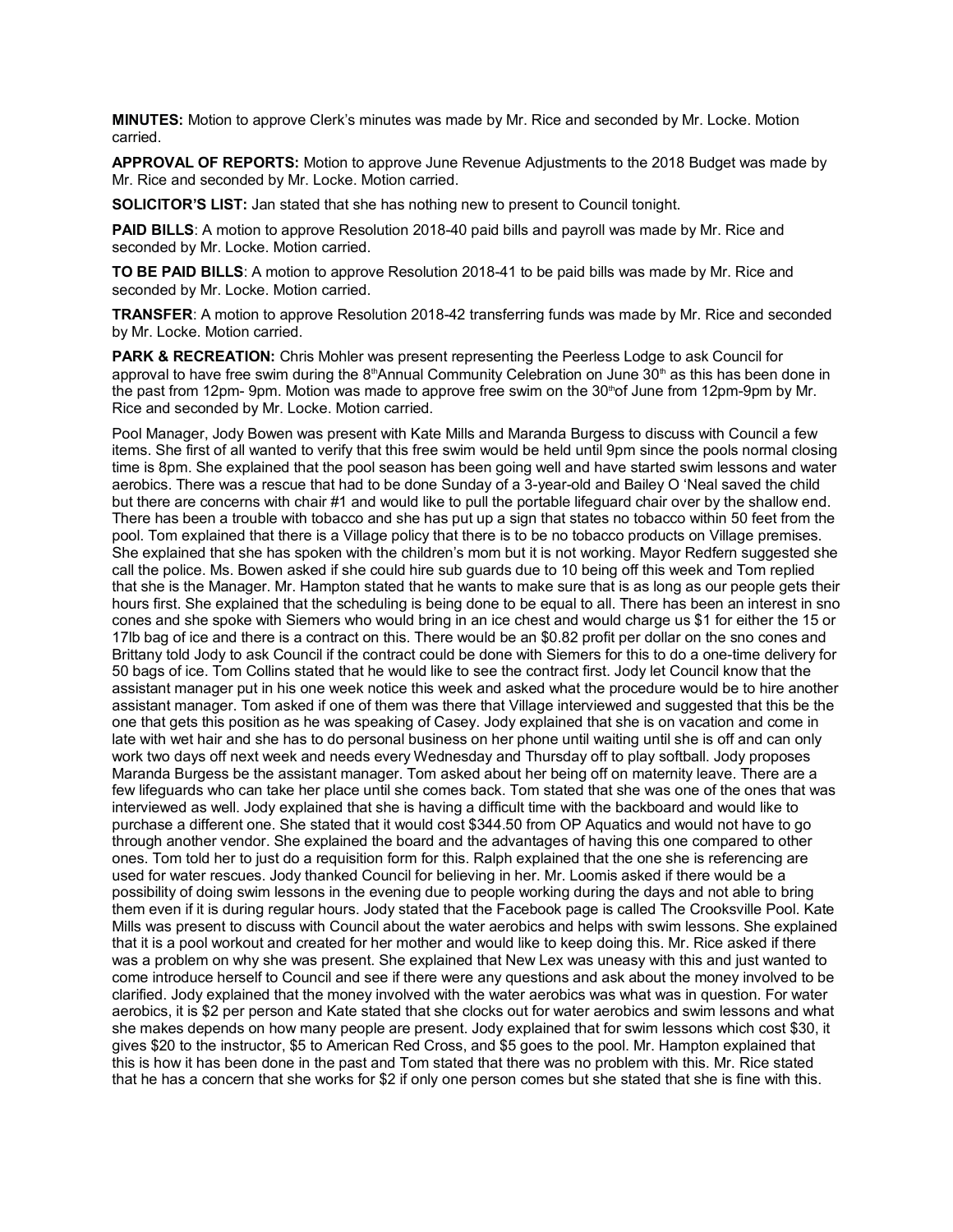**MINUTES:** Motion to approve Clerk's minutes was made by Mr. Rice and seconded by Mr. Locke. Motion carried.

**APPROVAL OF REPORTS:** Motion to approve June Revenue Adjustments to the 2018 Budget was made by Mr. Rice and seconded by Mr. Locke. Motion carried.

**SOLICITOR'S LIST:** Jan stated that she has nothing new to present to Council tonight.

**PAID BILLS**: A motion to approve Resolution 2018-40 paid bills and payroll was made by Mr. Rice and seconded by Mr. Locke. Motion carried.

**TO BE PAID BILLS**: A motion to approve Resolution 2018-41 to be paid bills was made by Mr. Rice and seconded by Mr. Locke. Motion carried.

**TRANSFER**: A motion to approve Resolution 2018-42 transferring funds was made by Mr. Rice and seconded by Mr. Locke. Motion carried.

**PARK & RECREATION:** Chris Mohler was present representing the Peerless Lodge to ask Council for approval to have free swim during the 8thAnnual Community Celebration on June 30th as this has been done in the past from 12pm- 9pm. Motion was made to approve free swim on the 30thof June from 12pm-9pm by Mr. Rice and seconded by Mr. Locke. Motion carried.

Pool Manager, Jody Bowen was present with Kate Mills and Maranda Burgess to discuss with Council a few items. She first of all wanted to verify that this free swim would be held until 9pm since the pools normal closing time is 8pm. She explained that the pool season has been going well and have started swim lessons and water aerobics. There was a rescue that had to be done Sunday of a 3-year-old and Bailey O 'Neal saved the child but there are concerns with chair #1 and would like to pull the portable lifeguard chair over by the shallow end. There has been a trouble with tobacco and she has put up a sign that states no tobacco within 50 feet from the pool. Tom explained that there is a Village policy that there is to be no tobacco products on Village premises. She explained that she has spoken with the children's mom but it is not working. Mayor Redfern suggested she call the police. Ms. Bowen asked if she could hire sub guards due to 10 being off this week and Tom replied that she is the Manager. Mr. Hampton stated that he wants to make sure that is as long as our people gets their hours first. She explained that the scheduling is being done to be equal to all. There has been an interest in sno cones and she spoke with Siemers who would bring in an ice chest and would charge us $1 for either the 15 or 17lb bag of ice and there is a contract on this. There would be an $0.82 profit per dollar on the sno cones and Brittany told Jody to ask Council if the contract could be done with Siemers for this to do a one-time delivery for 50 bags of ice. Tom Collins stated that he would like to see the contract first. Jody let Council know that the assistant manager put in his one week notice this week and asked what the procedure would be to hire another assistant manager. Tom asked if one of them was there that Village interviewed and suggested that this be the one that gets this position as he was speaking of Casey. Jody explained that she is on vacation and come in late with wet hair and she has to do personal business on her phone until waiting until she is off and can only work two days off next week and needs every Wednesday and Thursday off to play softball. Jody proposes Maranda Burgess be the assistant manager. Tom asked about her being off on maternity leave. There are a few lifeguards who can take her place until she comes back. Tom stated that she was one of the ones that was interviewed as well. Jody explained that she is having a difficult time with the backboard and would like to purchase a different one. She stated that it would cost $344.50 from OP Aquatics and would not have to go through another vendor. She explained the board and the advantages of having this one compared to other ones. Tom told her to just do a requisition form for this. Ralph explained that the one she is referencing are used for water rescues. Jody thanked Council for believing in her. Mr. Loomis asked if there would be a possibility of doing swim lessons in the evening due to people working during the days and not able to bring them even if it is during regular hours. Jody stated that the Facebook page is called The Crooksville Pool. Kate Mills was present to discuss with Council about the water aerobics and helps with swim lessons. She explained that it is a pool workout and created for her mother and would like to keep doing this. Mr. Rice asked if there was a problem on why she was present. She explained that New Lex was uneasy with this and just wanted to come introduce herself to Council and see if there were any questions and ask about the money involved to be clarified. Jody explained that the money involved with the water aerobics was what was in question. For water aerobics, it is $2 per person and Kate stated that she clocks out for water aerobics and swim lessons and what she makes depends on how many people are present. Jody explained that for swim lessons which cost $30, it gives $20 to the instructor, $5 to American Red Cross, and $5 goes to the pool. Mr. Hampton explained that this is how it has been done in the past and Tom stated that there was no problem with this. Mr. Rice stated that he has a concern that she works for $2 if only one person comes but she stated that she is fine with this.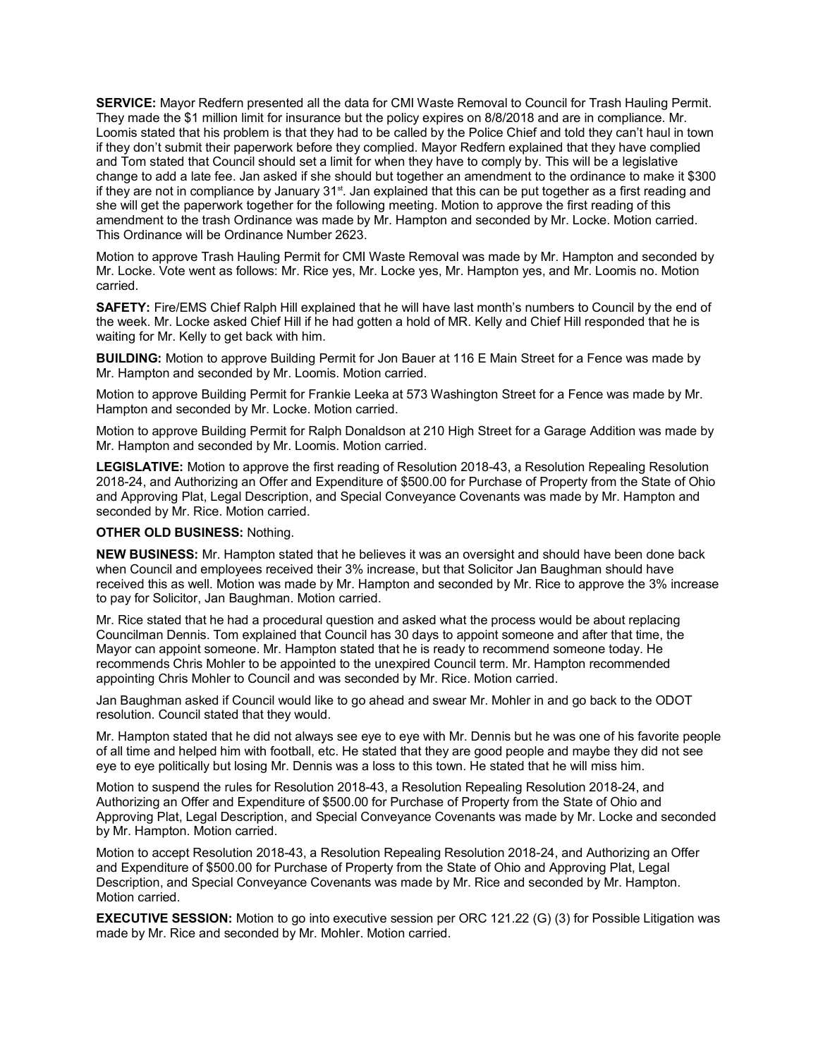**SERVICE:** Mayor Redfern presented all the data for CMI Waste Removal to Council for Trash Hauling Permit. They made the $1 million limit for insurance but the policy expires on 8/8/2018 and are in compliance. Mr. Loomis stated that his problem is that they had to be called by the Police Chief and told they can't haul in town if they don't submit their paperwork before they complied. Mayor Redfern explained that they have complied and Tom stated that Council should set a limit for when they have to comply by. This will be a legislative change to add a late fee. Jan asked if she should but together an amendment to the ordinance to make it $300 if they are not in compliance by January 31st. Jan explained that this can be put together as a first reading and she will get the paperwork together for the following meeting. Motion to approve the first reading of this amendment to the trash Ordinance was made by Mr. Hampton and seconded by Mr. Locke. Motion carried. This Ordinance will be Ordinance Number 2623.

Motion to approve Trash Hauling Permit for CMI Waste Removal was made by Mr. Hampton and seconded by Mr. Locke. Vote went as follows: Mr. Rice yes, Mr. Locke yes, Mr. Hampton yes, and Mr. Loomis no. Motion carried.

**SAFETY:** Fire/EMS Chief Ralph Hill explained that he will have last month's numbers to Council by the end of the week. Mr. Locke asked Chief Hill if he had gotten a hold of MR. Kelly and Chief Hill responded that he is waiting for Mr. Kelly to get back with him.

**BUILDING:** Motion to approve Building Permit for Jon Bauer at 116 E Main Street for a Fence was made by Mr. Hampton and seconded by Mr. Loomis. Motion carried.

Motion to approve Building Permit for Frankie Leeka at 573 Washington Street for a Fence was made by Mr. Hampton and seconded by Mr. Locke. Motion carried.

Motion to approve Building Permit for Ralph Donaldson at 210 High Street for a Garage Addition was made by Mr. Hampton and seconded by Mr. Loomis. Motion carried.

**LEGISLATIVE:** Motion to approve the first reading of Resolution 2018-43, a Resolution Repealing Resolution 2018-24, and Authorizing an Offer and Expenditure of $500.00 for Purchase of Property from the State of Ohio and Approving Plat, Legal Description, and Special Conveyance Covenants was made by Mr. Hampton and seconded by Mr. Rice. Motion carried.

**OTHER OLD BUSINESS:** Nothing.

**NEW BUSINESS:** Mr. Hampton stated that he believes it was an oversight and should have been done back when Council and employees received their 3% increase, but that Solicitor Jan Baughman should have received this as well. Motion was made by Mr. Hampton and seconded by Mr. Rice to approve the 3% increase to pay for Solicitor, Jan Baughman. Motion carried.

Mr. Rice stated that he had a procedural question and asked what the process would be about replacing Councilman Dennis. Tom explained that Council has 30 days to appoint someone and after that time, the Mayor can appoint someone. Mr. Hampton stated that he is ready to recommend someone today. He recommends Chris Mohler to be appointed to the unexpired Council term. Mr. Hampton recommended appointing Chris Mohler to Council and was seconded by Mr. Rice. Motion carried.

Jan Baughman asked if Council would like to go ahead and swear Mr. Mohler in and go back to the ODOT resolution. Council stated that they would.

Mr. Hampton stated that he did not always see eye to eye with Mr. Dennis but he was one of his favorite people of all time and helped him with football, etc. He stated that they are good people and maybe they did not see eye to eye politically but losing Mr. Dennis was a loss to this town. He stated that he will miss him.

Motion to suspend the rules for Resolution 2018-43, a Resolution Repealing Resolution 2018-24, and Authorizing an Offer and Expenditure of $500.00 for Purchase of Property from the State of Ohio and Approving Plat, Legal Description, and Special Conveyance Covenants was made by Mr. Locke and seconded by Mr. Hampton. Motion carried.

Motion to accept Resolution 2018-43, a Resolution Repealing Resolution 2018-24, and Authorizing an Offer and Expenditure of $500.00 for Purchase of Property from the State of Ohio and Approving Plat, Legal Description, and Special Conveyance Covenants was made by Mr. Rice and seconded by Mr. Hampton. Motion carried.

**EXECUTIVE SESSION:** Motion to go into executive session per ORC 121.22 (G) (3) for Possible Litigation was made by Mr. Rice and seconded by Mr. Mohler. Motion carried.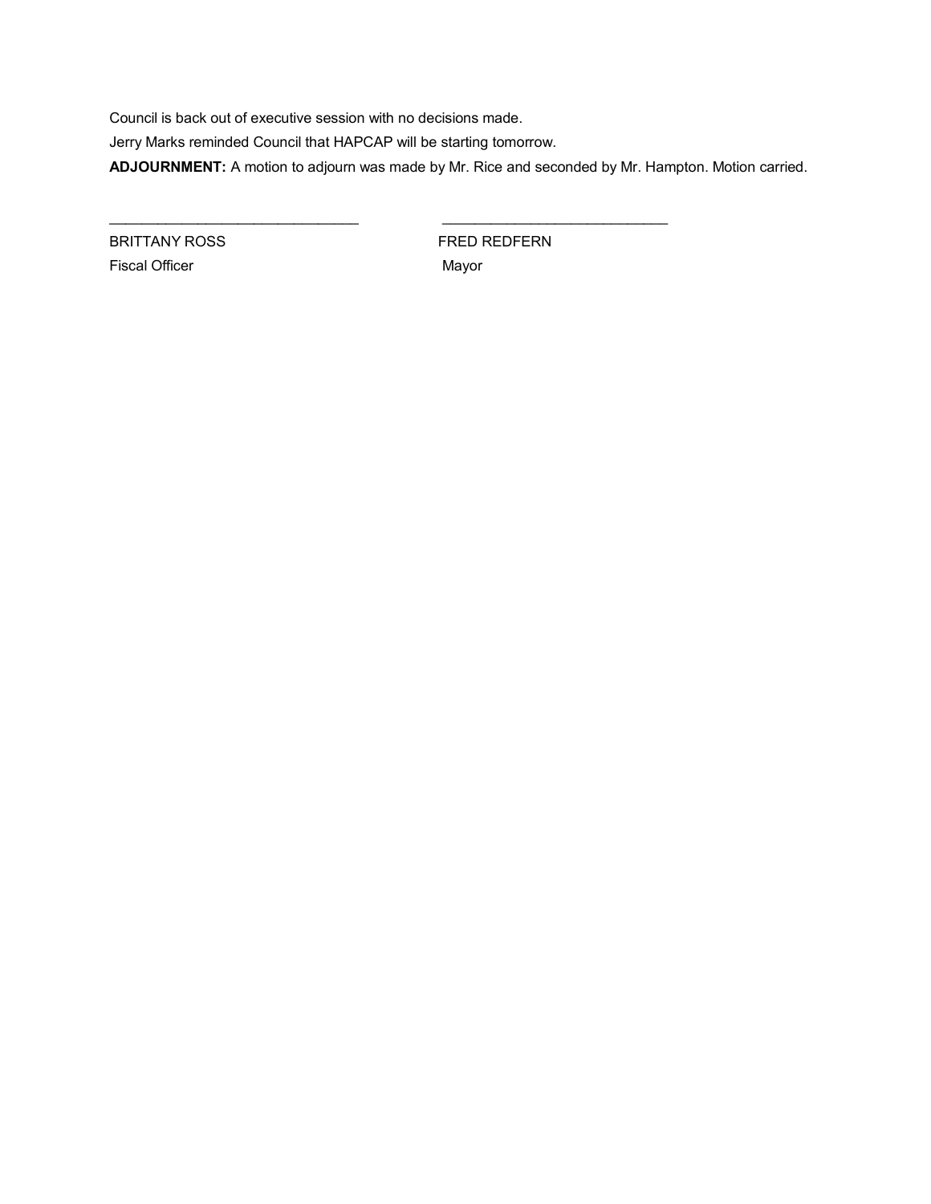Council is back out of executive session with no decisions made.

Jerry Marks reminded Council that HAPCAP will be starting tomorrow.

**ADJOURNMENT:** A motion to adjourn was made by Mr. Rice and seconded by Mr. Hampton. Motion carried.

| | |
|---|---|
| _______________________________ | _____________________________ |
| BRITTANY ROSS | FRED REDFERN |
| Fiscal Officer | Mayor |